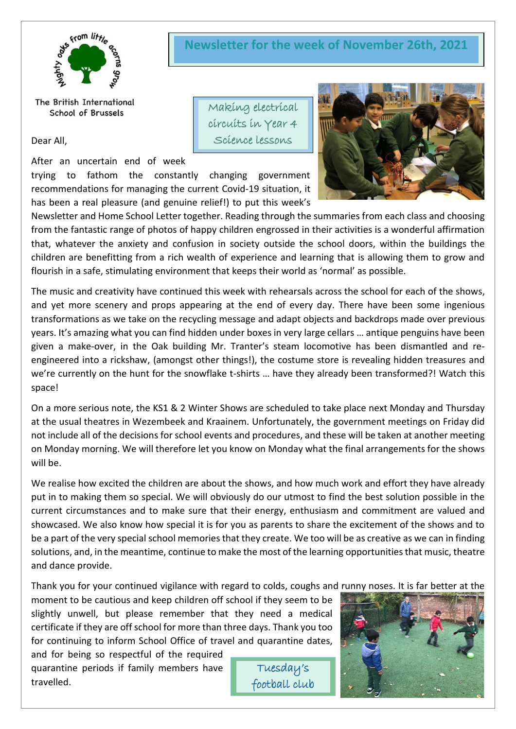# Newsletter for the week of November 26th, 2021

The British International School of Brussels

Making electrical circuits in Year 4 Science lessons

Dear All,

After an uncertain end of week trying to fathom the constantly changing government recommendations for managing the current Covid-19 situation, it has been a real pleasure (and genuine relief!) to put this week's Newsletter and Home School Letter together. Reading through the summaries from each class and choosing from the fantastic range of photos of happy children engrossed in their activities is a wonderful affirmation that, whatever the anxiety and confusion in society outside the school doors, within the buildings the children are benefitting from a rich wealth of experience and learning that is allowing them to grow and flourish in a safe, stimulating environment that keeps their world as 'normal' as possible.

The music and creativity have continued this week with rehearsals across the school for each of the shows, and yet more scenery and props appearing at the end of every day. There have been some ingenious transformations as we take on the recycling message and adapt objects and backdrops made over previous years. It's amazing what you can find hidden under boxes in very large cellars … antique penguins have been given a make-over, in the Oak building Mr. Tranter's steam locomotive has been dismantled and re-engineered into a rickshaw, (amongst other things!), the costume store is revealing hidden treasures and we're currently on the hunt for the snowflake t-shirts … have they already been transformed?! Watch this space!

On a more serious note, the KS1 & 2 Winter Shows are scheduled to take place next Monday and Thursday at the usual theatres in Wezembeek and Kraainem. Unfortunately, the government meetings on Friday did not include all of the decisions for school events and procedures, and these will be taken at another meeting on Monday morning. We will therefore let you know on Monday what the final arrangements for the shows will be.

We realise how excited the children are about the shows, and how much work and effort they have already put in to making them so special. We will obviously do our utmost to find the best solution possible in the current circumstances and to make sure that their energy, enthusiasm and commitment are valued and showcased. We also know how special it is for you as parents to share the excitement of the shows and to be a part of the very special school memories that they create. We too will be as creative as we can in finding solutions, and, in the meantime, continue to make the most of the learning opportunities that music, theatre and dance provide.

Thank you for your continued vigilance with regard to colds, coughs and runny noses. It is far better at the moment to be cautious and keep children off school if they seem to be slightly unwell, but please remember that they need a medical certificate if they are off school for more than three days. Thank you too for continuing to inform School Office of travel and quarantine dates, and for being so respectful of the required quarantine periods if family members have travelled.

Tuesday's football club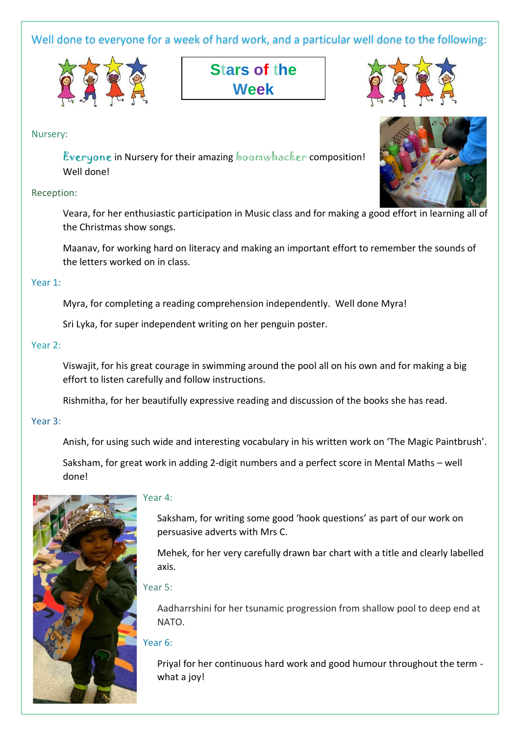Well done to everyone for a week of hard work, and a particular well done to the following:

# Stars of the Week

## Nursery:

Everyone in Nursery for their amazing boomwhacker composition! Well done!

## Reception:

Veara, for her enthusiastic participation in Music class and for making a good effort in learning all of the Christmas show songs.

Maanav, for working hard on literacy and making an important effort to remember the sounds of the letters worked on in class.

## Year 1:

Myra, for completing a reading comprehension independently. Well done Myra!

Sri Lyka, for super independent writing on her penguin poster.

## Year 2:

Viswajit, for his great courage in swimming around the pool all on his own and for making a big effort to listen carefully and follow instructions.

Rishmitha, for her beautifully expressive reading and discussion of the books she has read.

## Year 3:

Anish, for using such wide and interesting vocabulary in his written work on 'The Magic Paintbrush'.

Saksham, for great work in adding 2-digit numbers and a perfect score in Mental Maths – well done!

## Year 4:

Saksham, for writing some good 'hook questions' as part of our work on persuasive adverts with Mrs C.

Mehek, for her very carefully drawn bar chart with a title and clearly labelled axis.

## Year 5:

Aadharrshini for her tsunamic progression from shallow pool to deep end at NATO.

## Year 6:

Priyal for her continuous hard work and good humour throughout the term - what a joy!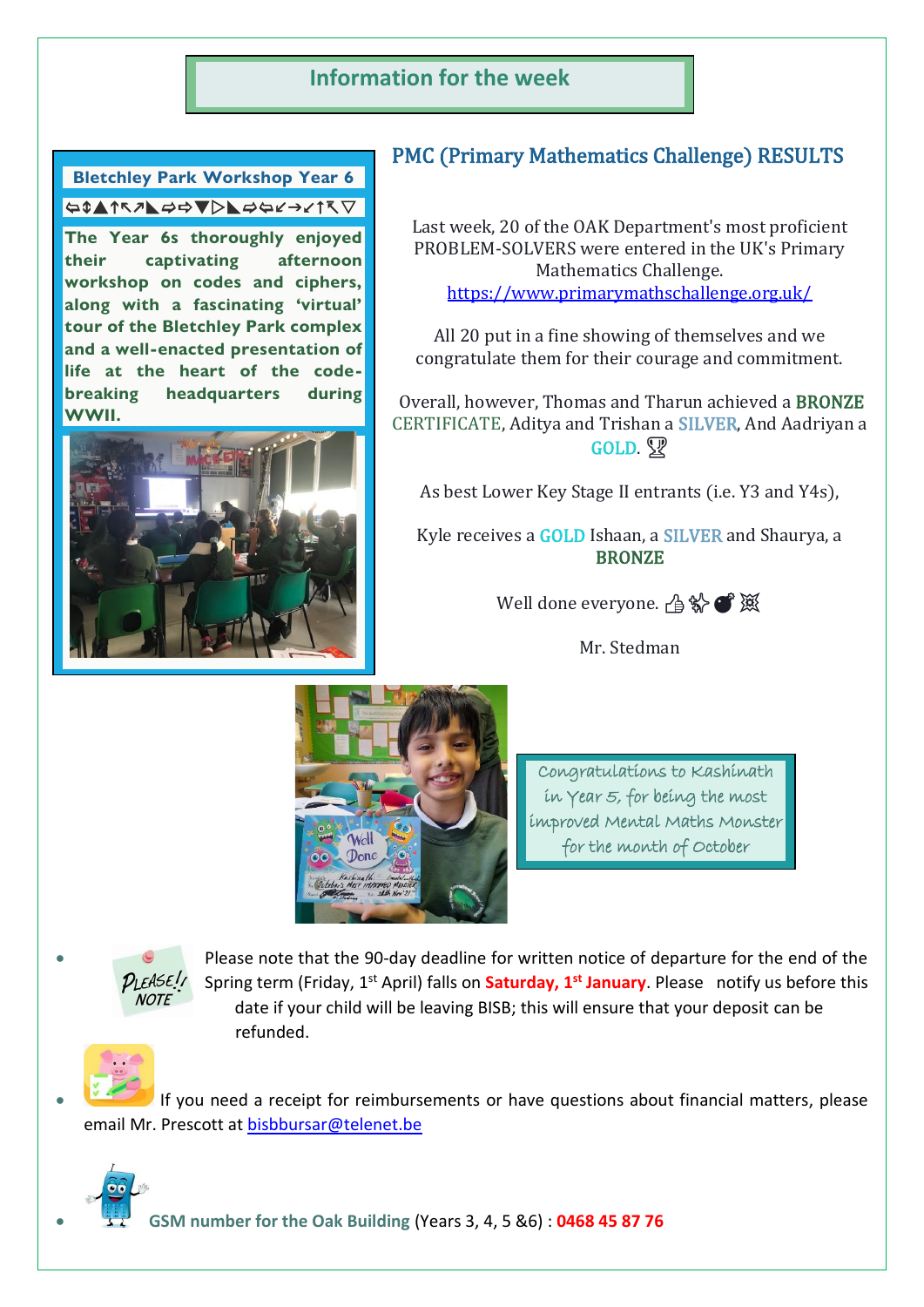## Information for the week

### Bletchley Park Workshop Year 6

⇦⇕▲↑↖↗◣⇨⇨▼▷◣⇨⇦↙→↙↑↖▽

**The Year 6s thoroughly enjoyed their captivating afternoon workshop on codes and ciphers, along with a fascinating 'virtual' tour of the Bletchley Park complex and a well-enacted presentation of life at the heart of the code-breaking headquarters during WWII.**

### PMC (Primary Mathematics Challenge) RESULTS

Last week, 20 of the OAK Department's most proficient PROBLEM-SOLVERS were entered in the UK's Primary Mathematics Challenge. https://www.primarymathschallenge.org.uk/

All 20 put in a fine showing of themselves and we congratulate them for their courage and commitment.

Overall, however, Thomas and Tharun achieved a BRONZE CERTIFICATE, Aditya and Trishan a SILVER, And Aadriyan a GOLD. 🏆

As best Lower Key Stage II entrants (i.e. Y3 and Y4s),

Kyle receives a GOLD Ishaan, a SILVER and Shaurya, a BRONZE

Well done everyone. 👍 ✨ 💣 💥

Mr. Stedman

Congratulations to Kashinath in Year 5, for being the most improved Mental Maths Monster for the month of October

- Please note that the 90-day deadline for written notice of departure for the end of the Spring term (Friday, 1st April) falls on **Saturday, 1st January**. Please notify us before this date if your child will be leaving BISB; this will ensure that your deposit can be refunded.
- If you need a receipt for reimbursements or have questions about financial matters, please email Mr. Prescott at bisbbursar@telenet.be
- **GSM number for the Oak Building** (Years 3, 4, 5 &6) : **0468 45 87 76**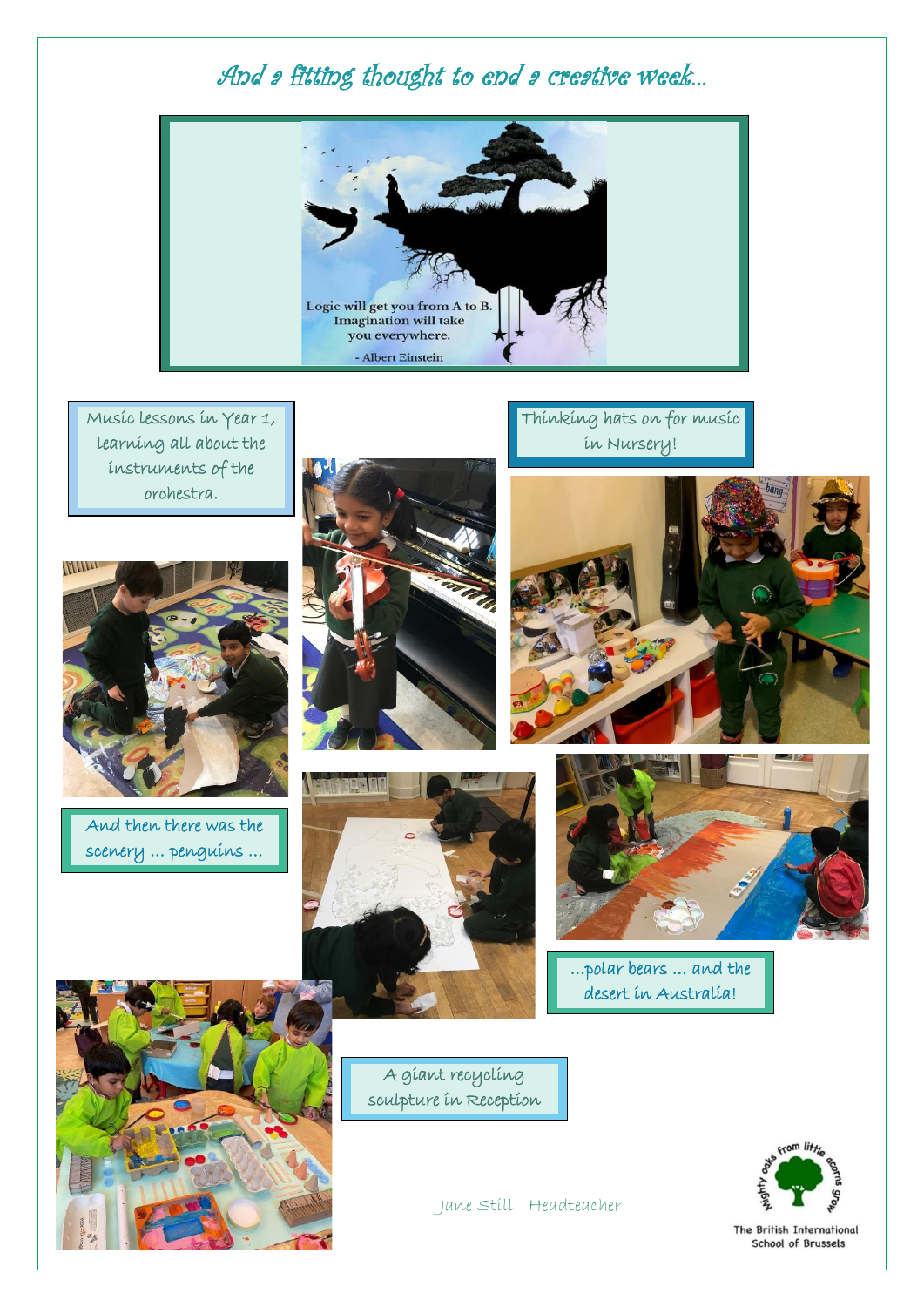# And a fitting thought to end a creative week...

Logic will get you from A to B. Imagination will take you everywhere.
- Albert Einstein

Music lessons in Year 1, learning all about the instruments of the orchestra.

Thinking hats on for music in Nursery!

And then there was the scenery ... penguins ...

...polar bears ... and the desert in Australia!

A giant recycling sculpture in Reception

Jane Still Headteacher

Mighty oaks from little acorns grow

The British International School of Brussels